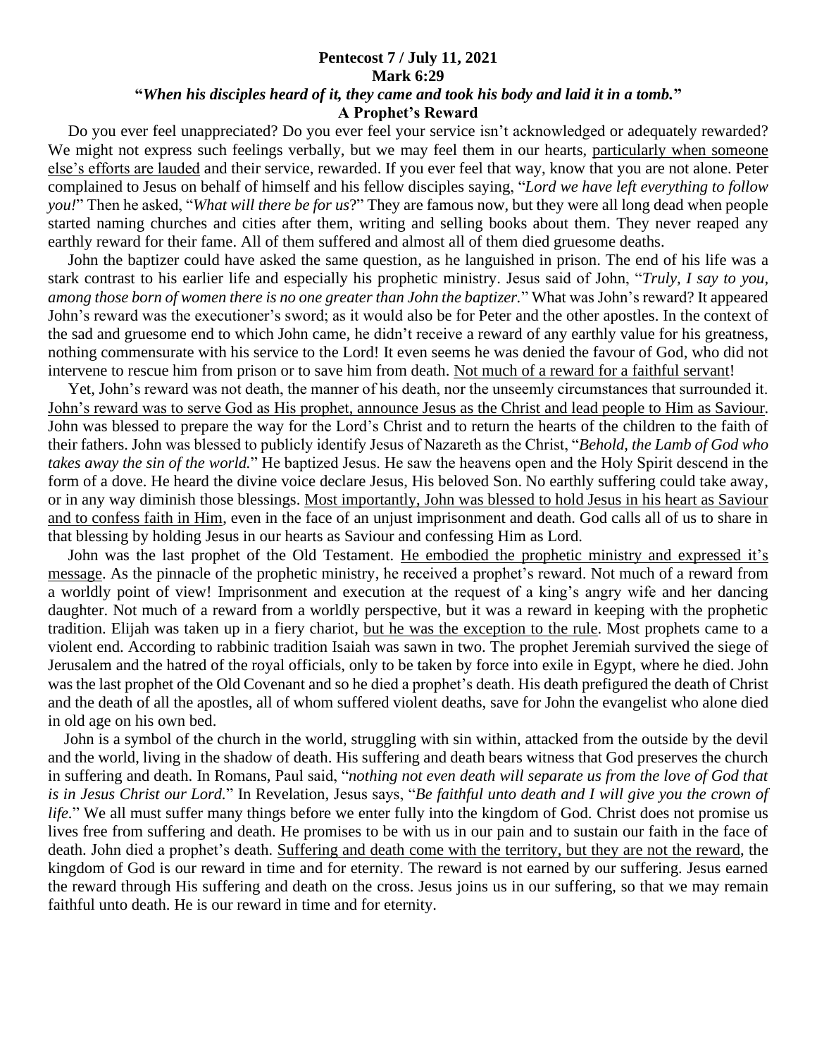**Pentecost 7 / July 11, 2021**

**Mark 6:29**

**"*When his disciples heard of it, they came and took his body and laid it in a tomb.*"**

**A Prophet's Reward**

Do you ever feel unappreciated? Do you ever feel your service isn't acknowledged or adequately rewarded? We might not express such feelings verbally, but we may feel them in our hearts, <u>particularly when someone else's efforts are lauded</u> and their service, rewarded. If you ever feel that way, know that you are not alone. Peter complained to Jesus on behalf of himself and his fellow disciples saying, "*Lord we have left everything to follow you!*" Then he asked, "*What will there be for us*?" They are famous now, but they were all long dead when people started naming churches and cities after them, writing and selling books about them. They never reaped any earthly reward for their fame. All of them suffered and almost all of them died gruesome deaths.

John the baptizer could have asked the same question, as he languished in prison. The end of his life was a stark contrast to his earlier life and especially his prophetic ministry. Jesus said of John, "*Truly, I say to you, among those born of women there is no one greater than John the baptizer.*" What was John's reward? It appeared John's reward was the executioner's sword; as it would also be for Peter and the other apostles. In the context of the sad and gruesome end to which John came, he didn't receive a reward of any earthly value for his greatness, nothing commensurate with his service to the Lord! It even seems he was denied the favour of God, who did not intervene to rescue him from prison or to save him from death. <u>Not much of a reward for a faithful servant</u>!

Yet, John's reward was not death, the manner of his death, nor the unseemly circumstances that surrounded it. <u>John's reward was to serve God as His prophet, announce Jesus as the Christ and lead people to Him as Saviour</u>. John was blessed to prepare the way for the Lord's Christ and to return the hearts of the children to the faith of their fathers. John was blessed to publicly identify Jesus of Nazareth as the Christ, "*Behold, the Lamb of God who takes away the sin of the world.*" He baptized Jesus. He saw the heavens open and the Holy Spirit descend in the form of a dove. He heard the divine voice declare Jesus, His beloved Son. No earthly suffering could take away, or in any way diminish those blessings. <u>Most importantly, John was blessed to hold Jesus in his heart as Saviour and to confess faith in Him</u>, even in the face of an unjust imprisonment and death. God calls all of us to share in that blessing by holding Jesus in our hearts as Saviour and confessing Him as Lord.

John was the last prophet of the Old Testament. <u>He embodied the prophetic ministry and expressed it's message</u>. As the pinnacle of the prophetic ministry, he received a prophet's reward. Not much of a reward from a worldly point of view! Imprisonment and execution at the request of a king's angry wife and her dancing daughter. Not much of a reward from a worldly perspective, but it was a reward in keeping with the prophetic tradition. Elijah was taken up in a fiery chariot, <u>but he was the exception to the rule</u>. Most prophets came to a violent end. According to rabbinic tradition Isaiah was sawn in two. The prophet Jeremiah survived the siege of Jerusalem and the hatred of the royal officials, only to be taken by force into exile in Egypt, where he died. John was the last prophet of the Old Covenant and so he died a prophet's death. His death prefigured the death of Christ and the death of all the apostles, all of whom suffered violent deaths, save for John the evangelist who alone died in old age on his own bed.

John is a symbol of the church in the world, struggling with sin within, attacked from the outside by the devil and the world, living in the shadow of death. His suffering and death bears witness that God preserves the church in suffering and death. In Romans, Paul said, "*nothing not even death will separate us from the love of God that is in Jesus Christ our Lord.*" In Revelation, Jesus says, "*Be faithful unto death and I will give you the crown of life.*" We all must suffer many things before we enter fully into the kingdom of God. Christ does not promise us lives free from suffering and death. He promises to be with us in our pain and to sustain our faith in the face of death. John died a prophet's death. <u>Suffering and death come with the territory, but they are not the reward</u>, the kingdom of God is our reward in time and for eternity. The reward is not earned by our suffering. Jesus earned the reward through His suffering and death on the cross. Jesus joins us in our suffering, so that we may remain faithful unto death. He is our reward in time and for eternity.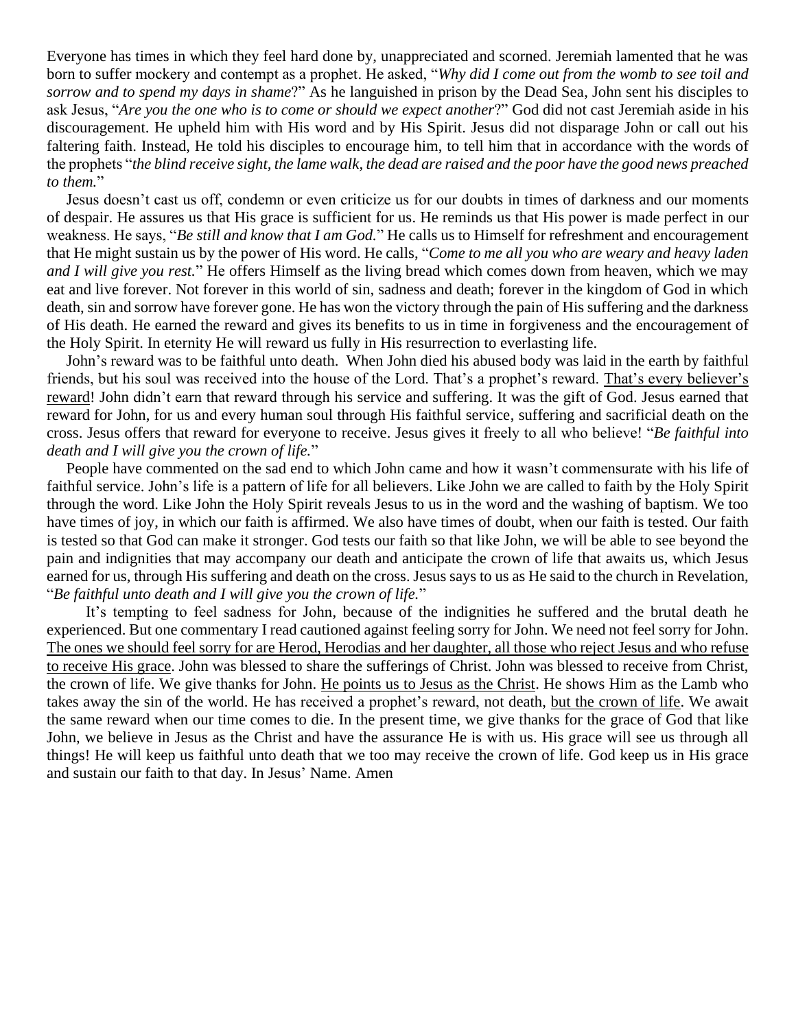Everyone has times in which they feel hard done by, unappreciated and scorned. Jeremiah lamented that he was born to suffer mockery and contempt as a prophet. He asked, "*Why did I come out from the womb to see toil and sorrow and to spend my days in shame*?" As he languished in prison by the Dead Sea, John sent his disciples to ask Jesus, "*Are you the one who is to come or should we expect another*?" God did not cast Jeremiah aside in his discouragement. He upheld him with His word and by His Spirit. Jesus did not disparage John or call out his faltering faith. Instead, He told his disciples to encourage him, to tell him that in accordance with the words of the prophets "*the blind receive sight, the lame walk, the dead are raised and the poor have the good news preached to them.*"

Jesus doesn't cast us off, condemn or even criticize us for our doubts in times of darkness and our moments of despair. He assures us that His grace is sufficient for us. He reminds us that His power is made perfect in our weakness. He says, "*Be still and know that I am God.*" He calls us to Himself for refreshment and encouragement that He might sustain us by the power of His word. He calls, "*Come to me all you who are weary and heavy laden and I will give you rest.*" He offers Himself as the living bread which comes down from heaven, which we may eat and live forever. Not forever in this world of sin, sadness and death; forever in the kingdom of God in which death, sin and sorrow have forever gone. He has won the victory through the pain of His suffering and the darkness of His death. He earned the reward and gives its benefits to us in time in forgiveness and the encouragement of the Holy Spirit. In eternity He will reward us fully in His resurrection to everlasting life.

John's reward was to be faithful unto death. When John died his abused body was laid in the earth by faithful friends, but his soul was received into the house of the Lord. That's a prophet's reward. <u>That's every believer's reward</u>! John didn't earn that reward through his service and suffering. It was the gift of God. Jesus earned that reward for John, for us and every human soul through His faithful service, suffering and sacrificial death on the cross. Jesus offers that reward for everyone to receive. Jesus gives it freely to all who believe! "*Be faithful into death and I will give you the crown of life.*"

People have commented on the sad end to which John came and how it wasn't commensurate with his life of faithful service. John's life is a pattern of life for all believers. Like John we are called to faith by the Holy Spirit through the word. Like John the Holy Spirit reveals Jesus to us in the word and the washing of baptism. We too have times of joy, in which our faith is affirmed. We also have times of doubt, when our faith is tested. Our faith is tested so that God can make it stronger. God tests our faith so that like John, we will be able to see beyond the pain and indignities that may accompany our death and anticipate the crown of life that awaits us, which Jesus earned for us, through His suffering and death on the cross. Jesus says to us as He said to the church in Revelation, "*Be faithful unto death and I will give you the crown of life.*"

It's tempting to feel sadness for John, because of the indignities he suffered and the brutal death he experienced. But one commentary I read cautioned against feeling sorry for John. We need not feel sorry for John. <u>The ones we should feel sorry for are Herod, Herodias and her daughter, all those who reject Jesus and who refuse to receive His grace</u>. John was blessed to share the sufferings of Christ. John was blessed to receive from Christ, the crown of life. We give thanks for John. <u>He points us to Jesus as the Christ</u>. He shows Him as the Lamb who takes away the sin of the world. He has received a prophet's reward, not death, <u>but the crown of life</u>. We await the same reward when our time comes to die. In the present time, we give thanks for the grace of God that like John, we believe in Jesus as the Christ and have the assurance He is with us. His grace will see us through all things! He will keep us faithful unto death that we too may receive the crown of life. God keep us in His grace and sustain our faith to that day. In Jesus' Name. Amen